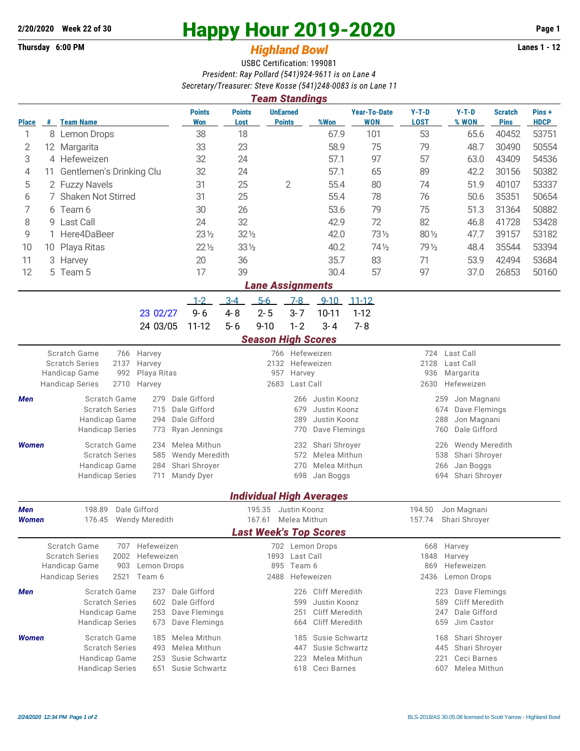**2/20/2020 Week 22 of 30**

# Happy Hour 2019-2020

**Thursday 6:00 PM**

## *Highland Bowl*

**Lanes 1 - 12**

USBC Certification: 199081

*President: Ray Pollard (541)924-9611 is on Lane 4*

*Secretary/Treasurer: Steve Kosse (541)248-0083 is on Lane 11*

### *Team Standings*

| Place | # | Team Name | Points Won | Points Lost | UnEarned Points | %Won | Year-To-Date WON | Y-T-D LOST | Y-T-D % WON | Scratch Pins | Pins + HDCP |
|---|---|---|---|---|---|---|---|---|---|---|---|
| 1 | 8 | Lemon Drops | 38 | 18 | | 67.9 | 101 | 53 | 65.6 | 40452 | 53751 |
| 2 | 12 | Margarita | 33 | 23 | | 58.9 | 75 | 79 | 48.7 | 30490 | 50554 |
| 3 | 4 | Hefeweizen | 32 | 24 | | 57.1 | 97 | 57 | 63.0 | 43409 | 54536 |
| 4 | 11 | Gentlemen's Drinking Clu | 32 | 24 | | 57.1 | 65 | 89 | 42.2 | 30156 | 50382 |
| 5 | 2 | Fuzzy Navels | 31 | 25 | 2 | 55.4 | 80 | 74 | 51.9 | 40107 | 53337 |
| 6 | 7 | Shaken Not Stirred | 31 | 25 | | 55.4 | 78 | 76 | 50.6 | 35351 | 50654 |
| 7 | 6 | Team 6 | 30 | 26 | | 53.6 | 79 | 75 | 51.3 | 31364 | 50882 |
| 8 | 9 | Last Call | 24 | 32 | | 42.9 | 72 | 82 | 46.8 | 41728 | 53428 |
| 9 | 1 | Here4DaBeer | 23½ | 32½ | | 42.0 | 73½ | 80½ | 47.7 | 39157 | 53182 |
| 10 | 10 | Playa Ritas | 22½ | 33½ | | 40.2 | 74½ | 79½ | 48.4 | 35544 | 53394 |
| 11 | 3 | Harvey | 20 | 36 | | 35.7 | 83 | 71 | 53.9 | 42494 | 53684 |
| 12 | 5 | Team 5 | 17 | 39 | | 30.4 | 57 | 97 | 37.0 | 26853 | 50160 |

### *Lane Assignments*

| | 1-2 | 3-4 | 5-6 | 7-8 | 9-10 | 11-12 |
|---|---|---|---|---|---|---|
| 23 02/27 | 9- 6 | 4- 8 | 2- 5 | 3- 7 | 10-11 | 1-12 |
| 24 03/05 | 11-12 | 5- 6 | 9-10 | 1- 2 | 3- 4 | 7- 8 |

### *Season High Scores*

| | | | | | | |
|---|---|---|---|---|---|---|
| Scratch Game | 766 | Harvey | 766 | Hefeweizen | 724 | Last Call |
| Scratch Series | 2137 | Harvey | 2132 | Hefeweizen | 2128 | Last Call |
| Handicap Game | 992 | Playa Ritas | 957 | Harvey | 936 | Margarita |
| Handicap Series | 2710 | Harvey | 2683 | Last Call | 2630 | Hefeweizen |

| | | | | | | | |
|---|---|---|---|---|---|---|---|
| **Men** | Scratch Game | 279 | Dale Gifford | 266 | Justin Koonz | 259 | Jon Magnani |
| | Scratch Series | 715 | Dale Gifford | 679 | Justin Koonz | 674 | Dave Flemings |
| | Handicap Game | 294 | Dale Gifford | 289 | Justin Koonz | 288 | Jon Magnani |
| | Handicap Series | 773 | Ryan Jennings | 770 | Dave Flemings | 760 | Dale Gifford |
| **Women** | Scratch Game | 234 | Melea Mithun | 232 | Shari Shroyer | 226 | Wendy Meredith |
| | Scratch Series | 585 | Wendy Meredith | 572 | Melea Mithun | 538 | Shari Shroyer |
| | Handicap Game | 284 | Shari Shroyer | 270 | Melea Mithun | 266 | Jan Boggs |
| | Handicap Series | 711 | Mandy Dyer | 698 | Jan Boggs | 694 | Shari Shroyer |

### *Individual High Averages*

| | | | | | | |
|---|---|---|---|---|---|---|
| **Men** | 198.89 | Dale Gifford | 195.35 | Justin Koonz | 194.50 | Jon Magnani |
| **Women** | 176.45 | Wendy Meredith | 167.61 | Melea Mithun | 157.74 | Shari Shroyer |

### *Last Week's Top Scores*

| | | | | | | |
|---|---|---|---|---|---|---|
| Scratch Game | 707 | Hefeweizen | 702 | Lemon Drops | 668 | Harvey |
| Scratch Series | 2002 | Hefeweizen | 1893 | Last Call | 1848 | Harvey |
| Handicap Game | 903 | Lemon Drops | 895 | Team 6 | 869 | Hefeweizen |
| Handicap Series | 2521 | Team 6 | 2488 | Hefeweizen | 2436 | Lemon Drops |

| | | | | | | | |
|---|---|---|---|---|---|---|---|
| **Men** | Scratch Game | 237 | Dale Gifford | 226 | Cliff Meredith | 223 | Dave Flemings |
| | Scratch Series | 602 | Dale Gifford | 599 | Justin Koonz | 589 | Cliff Meredith |
| | Handicap Game | 253 | Dave Flemings | 251 | Cliff Meredith | 247 | Dale Gifford |
| | Handicap Series | 673 | Dave Flemings | 664 | Cliff Meredith | 659 | Jim Castor |
| **Women** | Scratch Game | 185 | Melea Mithun | 185 | Susie Schwartz | 168 | Shari Shroyer |
| | Scratch Series | 493 | Melea Mithun | 447 | Susie Schwartz | 445 | Shari Shroyer |
| | Handicap Game | 253 | Susie Schwartz | 223 | Melea Mithun | 221 | Ceci Barnes |
| | Handicap Series | 651 | Susie Schwartz | 618 | Ceci Barnes | 607 | Melea Mithun |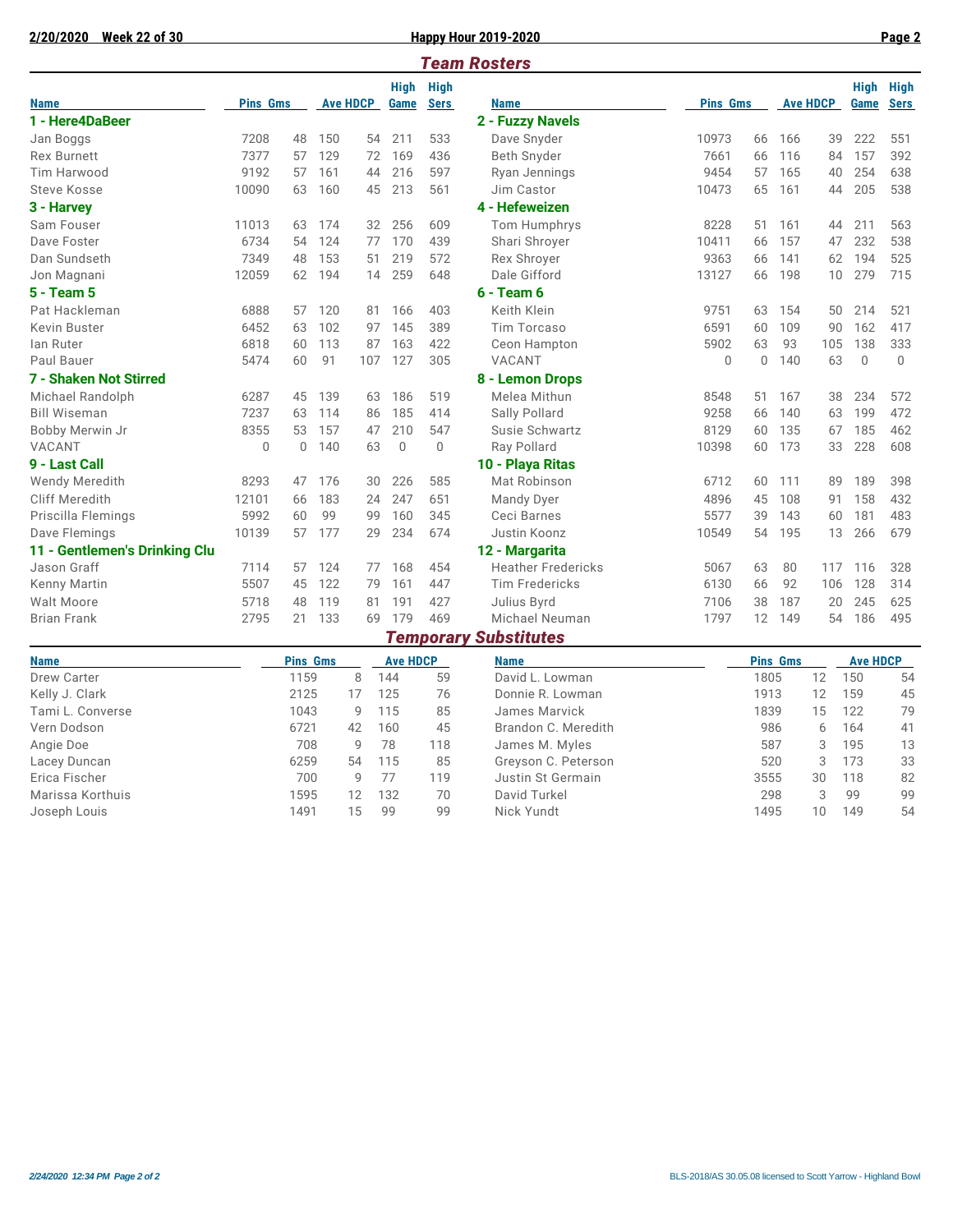## Team Rosters

| Name | Pins | Gms | Ave | HDCP | High Game | High Sers |
|---|---|---|---|---|---|---|
| **1 - Here4DaBeer** | | | | | | |
| Jan Boggs | 7208 | 48 | 150 | 54 | 211 | 533 |
| Rex Burnett | 7377 | 57 | 129 | 72 | 169 | 436 |
| Tim Harwood | 9192 | 57 | 161 | 44 | 216 | 597 |
| Steve Kosse | 10090 | 63 | 160 | 45 | 213 | 561 |
| **2 - Fuzzy Navels** | | | | | | |
| Dave Snyder | 10973 | 66 | 166 | 39 | 222 | 551 |
| Beth Snyder | 7661 | 66 | 116 | 84 | 157 | 392 |
| Ryan Jennings | 9454 | 57 | 165 | 40 | 254 | 638 |
| Jim Castor | 10473 | 65 | 161 | 44 | 205 | 538 |
| **3 - Harvey** | | | | | | |
| Sam Fouser | 11013 | 63 | 174 | 32 | 256 | 609 |
| Dave Foster | 6734 | 54 | 124 | 77 | 170 | 439 |
| Dan Sundseth | 7349 | 48 | 153 | 51 | 219 | 572 |
| Jon Magnani | 12059 | 62 | 194 | 14 | 259 | 648 |
| **4 - Hefeweizen** | | | | | | |
| Tom Humphrys | 8228 | 51 | 161 | 44 | 211 | 563 |
| Shari Shroyer | 10411 | 66 | 157 | 47 | 232 | 538 |
| Rex Shroyer | 9363 | 66 | 141 | 62 | 194 | 525 |
| Dale Gifford | 13127 | 66 | 198 | 10 | 279 | 715 |
| **5 - Team 5** | | | | | | |
| Pat Hackleman | 6888 | 57 | 120 | 81 | 166 | 403 |
| Kevin Buster | 6452 | 63 | 102 | 97 | 145 | 389 |
| Ian Ruter | 6818 | 60 | 113 | 87 | 163 | 422 |
| Paul Bauer | 5474 | 60 | 91 | 107 | 127 | 305 |
| **6 - Team 6** | | | | | | |
| Keith Klein | 9751 | 63 | 154 | 50 | 214 | 521 |
| Tim Torcaso | 6591 | 60 | 109 | 90 | 162 | 417 |
| Ceon Hampton | 5902 | 63 | 93 | 105 | 138 | 333 |
| VACANT | 0 | 0 | 140 | 63 | 0 | 0 |
| **7 - Shaken Not Stirred** | | | | | | |
| Michael Randolph | 6287 | 45 | 139 | 63 | 186 | 519 |
| Bill Wiseman | 7237 | 63 | 114 | 86 | 185 | 414 |
| Bobby Merwin Jr | 8355 | 53 | 157 | 47 | 210 | 547 |
| VACANT | 0 | 0 | 140 | 63 | 0 | 0 |
| **8 - Lemon Drops** | | | | | | |
| Melea Mithun | 8548 | 51 | 167 | 38 | 234 | 572 |
| Sally Pollard | 9258 | 66 | 140 | 63 | 199 | 472 |
| Susie Schwartz | 8129 | 60 | 135 | 67 | 185 | 462 |
| Ray Pollard | 10398 | 60 | 173 | 33 | 228 | 608 |
| **9 - Last Call** | | | | | | |
| Wendy Meredith | 8293 | 47 | 176 | 30 | 226 | 585 |
| Cliff Meredith | 12101 | 66 | 183 | 24 | 247 | 651 |
| Priscilla Flemings | 5992 | 60 | 99 | 99 | 160 | 345 |
| Dave Flemings | 10139 | 57 | 177 | 29 | 234 | 674 |
| **10 - Playa Ritas** | | | | | | |
| Mat Robinson | 6712 | 60 | 111 | 89 | 189 | 398 |
| Mandy Dyer | 4896 | 45 | 108 | 91 | 158 | 432 |
| Ceci Barnes | 5577 | 39 | 143 | 60 | 181 | 483 |
| Justin Koonz | 10549 | 54 | 195 | 13 | 266 | 679 |
| **11 - Gentlemen's Drinking Clu** | | | | | | |
| Jason Graff | 7114 | 57 | 124 | 77 | 168 | 454 |
| Kenny Martin | 5507 | 45 | 122 | 79 | 161 | 447 |
| Walt Moore | 5718 | 48 | 119 | 81 | 191 | 427 |
| Brian Frank | 2795 | 21 | 133 | 69 | 179 | 469 |
| **12 - Margarita** | | | | | | |
| Heather Fredericks | 5067 | 63 | 80 | 117 | 116 | 328 |
| Tim Fredericks | 6130 | 66 | 92 | 106 | 128 | 314 |
| Julius Byrd | 7106 | 38 | 187 | 20 | 245 | 625 |
| Michael Neuman | 1797 | 12 | 149 | 54 | 186 | 495 |

## Temporary Substitutes

| Name | Pins | Gms | Ave | HDCP |
|---|---|---|---|---|
| Drew Carter | 1159 | 8 | 144 | 59 |
| Kelly J. Clark | 2125 | 17 | 125 | 76 |
| Tami L. Converse | 1043 | 9 | 115 | 85 |
| Vern Dodson | 6721 | 42 | 160 | 45 |
| Angie Doe | 708 | 9 | 78 | 118 |
| Lacey Duncan | 6259 | 54 | 115 | 85 |
| Erica Fischer | 700 | 9 | 77 | 119 |
| Marissa Korthuis | 1595 | 12 | 132 | 70 |
| Joseph Louis | 1491 | 15 | 99 | 99 |
| David L. Lowman | 1805 | 12 | 150 | 54 |
| Donnie R. Lowman | 1913 | 12 | 159 | 45 |
| James Marvick | 1839 | 15 | 122 | 79 |
| Brandon C. Meredith | 986 | 6 | 164 | 41 |
| James M. Myles | 587 | 3 | 195 | 13 |
| Greyson C. Peterson | 520 | 3 | 173 | 33 |
| Justin St Germain | 3555 | 30 | 118 | 82 |
| David Turkel | 298 | 3 | 99 | 99 |
| Nick Yundt | 1495 | 10 | 149 | 54 |